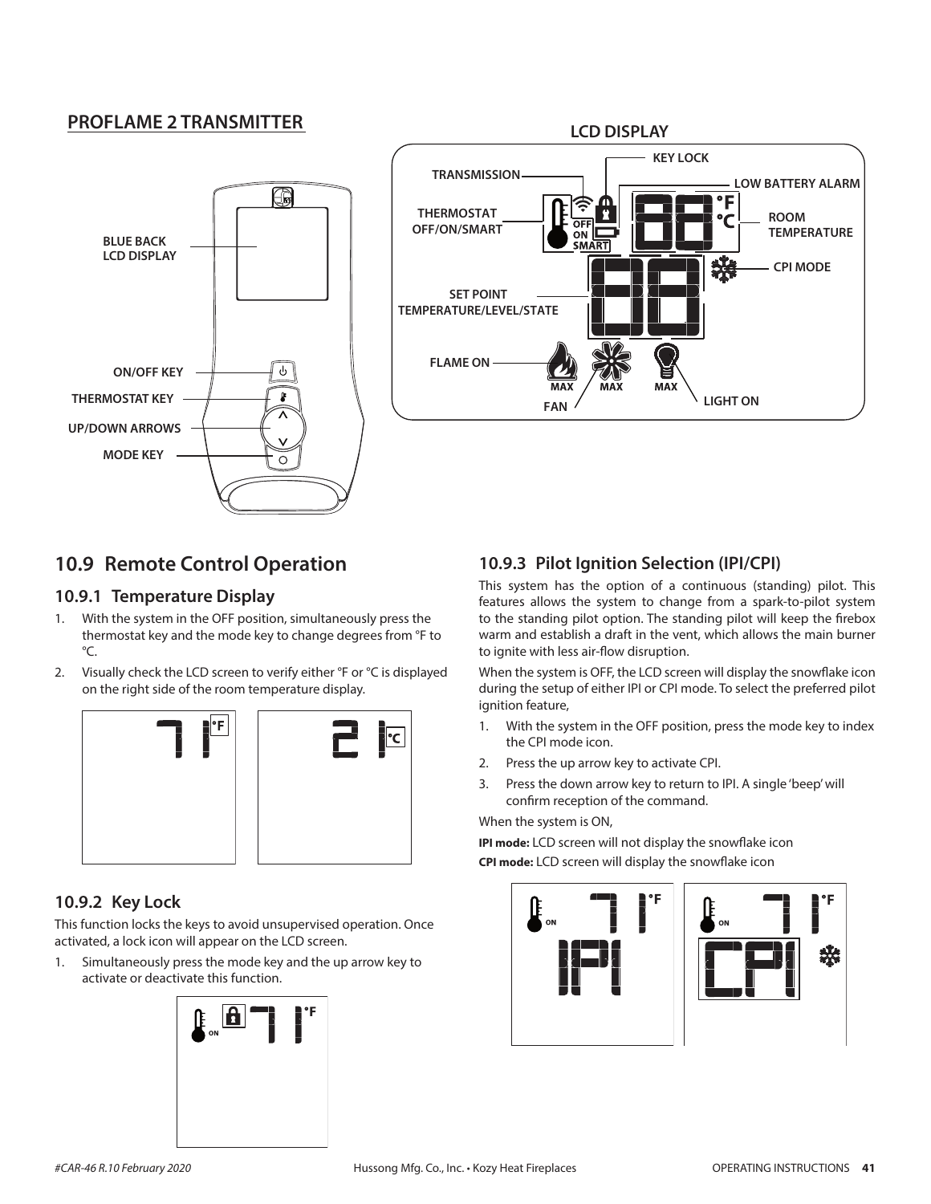## PROFLAME 2 TRANSMITTER

## LCD DISPLAY

## 10.9 Remote Control Operation

### 10.9.1 Temperature Display

1. With the system in the OFF position, simultaneously press the thermostat key and the mode key to change degrees from °F to °C.
2. Visually check the LCD screen to verify either °F or °C is displayed on the right side of the room temperature display.

### 10.9.2 Key Lock

This function locks the keys to avoid unsupervised operation. Once activated, a lock icon will appear on the LCD screen.

1. Simultaneously press the mode key and the up arrow key to activate or deactivate this function.

### 10.9.3 Pilot Ignition Selection (IPI/CPI)

This system has the option of a continuous (standing) pilot. This features allows the system to change from a spark-to-pilot system to the standing pilot option. The standing pilot will keep the firebox warm and establish a draft in the vent, which allows the main burner to ignite with less air-flow disruption.

When the system is OFF, the LCD screen will display the snowflake icon during the setup of either IPI or CPI mode. To select the preferred pilot ignition feature,

1. With the system in the OFF position, press the mode key to index the CPI mode icon.
2. Press the up arrow key to activate CPI.
3. Press the down arrow key to return to IPI. A single 'beep' will confirm reception of the command.

When the system is ON,

**IPI mode:** LCD screen will not display the snowflake icon

**CPI mode:** LCD screen will display the snowflake icon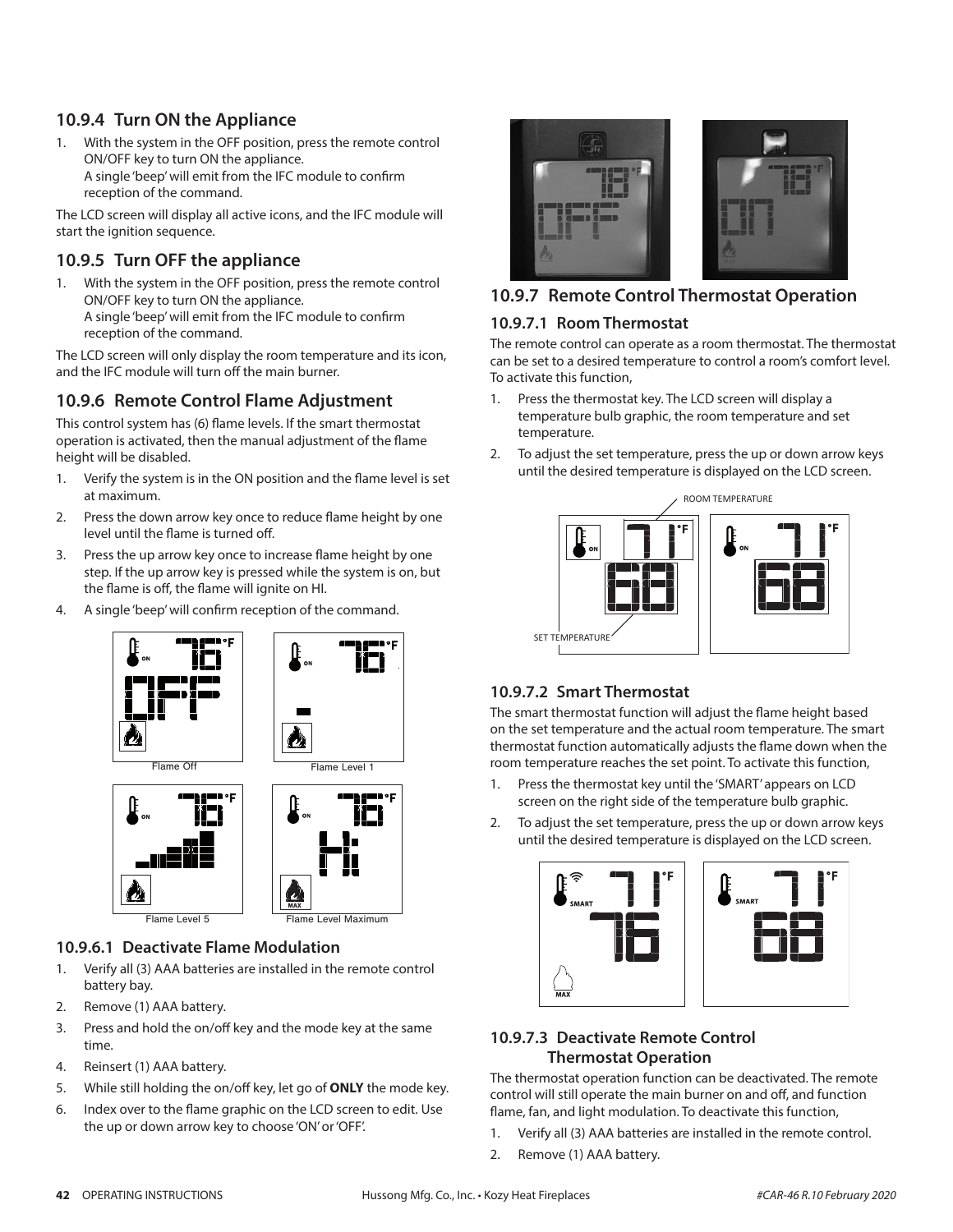### 10.9.4 Turn ON the Appliance

1. With the system in the OFF position, press the remote control ON/OFF key to turn ON the appliance.
   A single 'beep' will emit from the IFC module to confirm reception of the command.

The LCD screen will display all active icons, and the IFC module will start the ignition sequence.

### 10.9.5 Turn OFF the appliance

1. With the system in the OFF position, press the remote control ON/OFF key to turn ON the appliance.
   A single 'beep' will emit from the IFC module to confirm reception of the command.

The LCD screen will only display the room temperature and its icon, and the IFC module will turn off the main burner.

### 10.9.6 Remote Control Flame Adjustment

This control system has (6) flame levels. If the smart thermostat operation is activated, then the manual adjustment of the flame height will be disabled.

1. Verify the system is in the ON position and the flame level is set at maximum.
2. Press the down arrow key once to reduce flame height by one level until the flame is turned off.
3. Press the up arrow key once to increase flame height by one step. If the up arrow key is pressed while the system is on, but the flame is off, the flame will ignite on HI.
4. A single 'beep' will confirm reception of the command.

Flame Off

Flame Level 1

Flame Level 5

Flame Level Maximum

#### 10.9.6.1 Deactivate Flame Modulation

1. Verify all (3) AAA batteries are installed in the remote control battery bay.
2. Remove (1) AAA battery.
3. Press and hold the on/off key and the mode key at the same time.
4. Reinsert (1) AAA battery.
5. While still holding the on/off key, let go of **ONLY** the mode key.
6. Index over to the flame graphic on the LCD screen to edit. Use the up or down arrow key to choose 'ON' or 'OFF'.

### 10.9.7 Remote Control Thermostat Operation

#### 10.9.7.1 Room Thermostat

The remote control can operate as a room thermostat. The thermostat can be set to a desired temperature to control a room's comfort level. To activate this function,

1. Press the thermostat key. The LCD screen will display a temperature bulb graphic, the room temperature and set temperature.
2. To adjust the set temperature, press the up or down arrow keys until the desired temperature is displayed on the LCD screen.

ROOM TEMPERATURE

SET TEMPERATURE

#### 10.9.7.2 Smart Thermostat

The smart thermostat function will adjust the flame height based on the set temperature and the actual room temperature. The smart thermostat function automatically adjusts the flame down when the room temperature reaches the set point. To activate this function,

1. Press the thermostat key until the 'SMART' appears on LCD screen on the right side of the temperature bulb graphic.
2. To adjust the set temperature, press the up or down arrow keys until the desired temperature is displayed on the LCD screen.

#### 10.9.7.3 Deactivate Remote Control Thermostat Operation

The thermostat operation function can be deactivated. The remote control will still operate the main burner on and off, and function flame, fan, and light modulation. To deactivate this function,

1. Verify all (3) AAA batteries are installed in the remote control.
2. Remove (1) AAA battery.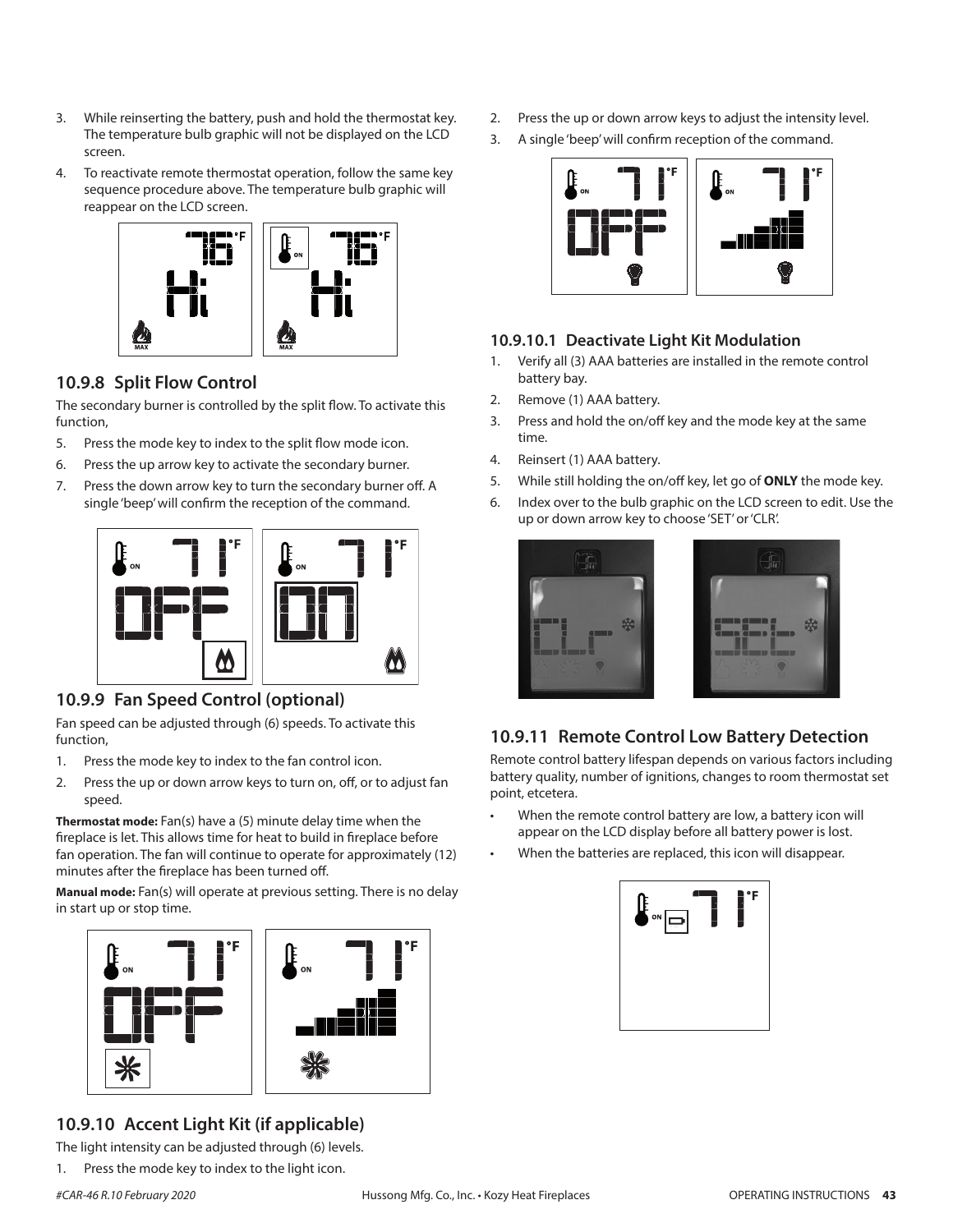3. While reinserting the battery, push and hold the thermostat key. The temperature bulb graphic will not be displayed on the LCD screen.
4. To reactivate remote thermostat operation, follow the same key sequence procedure above. The temperature bulb graphic will reappear on the LCD screen.

### 10.9.8 Split Flow Control

The secondary burner is controlled by the split flow. To activate this function,

5. Press the mode key to index to the split flow mode icon.
6. Press the up arrow key to activate the secondary burner.
7. Press the down arrow key to turn the secondary burner off. A single 'beep' will confirm the reception of the command.

### 10.9.9 Fan Speed Control (optional)

Fan speed can be adjusted through (6) speeds. To activate this function,

1. Press the mode key to index to the fan control icon.
2. Press the up or down arrow keys to turn on, off, or to adjust fan speed.

**Thermostat mode:** Fan(s) have a (5) minute delay time when the fireplace is let. This allows time for heat to build in fireplace before fan operation. The fan will continue to operate for approximately (12) minutes after the fireplace has been turned off.

**Manual mode:** Fan(s) will operate at previous setting. There is no delay in start up or stop time.

### 10.9.10 Accent Light Kit (if applicable)

The light intensity can be adjusted through (6) levels.

1. Press the mode key to index to the light icon.
2. Press the up or down arrow keys to adjust the intensity level.
3. A single 'beep' will confirm reception of the command.

#### 10.9.10.1 Deactivate Light Kit Modulation

1. Verify all (3) AAA batteries are installed in the remote control battery bay.
2. Remove (1) AAA battery.
3. Press and hold the on/off key and the mode key at the same time.
4. Reinsert (1) AAA battery.
5. While still holding the on/off key, let go of **ONLY** the mode key.
6. Index over to the bulb graphic on the LCD screen to edit. Use the up or down arrow key to choose 'SET' or 'CLR'.

### 10.9.11 Remote Control Low Battery Detection

Remote control battery lifespan depends on various factors including battery quality, number of ignitions, changes to room thermostat set point, etcetera.

- When the remote control battery are low, a battery icon will appear on the LCD display before all battery power is lost.
- When the batteries are replaced, this icon will disappear.